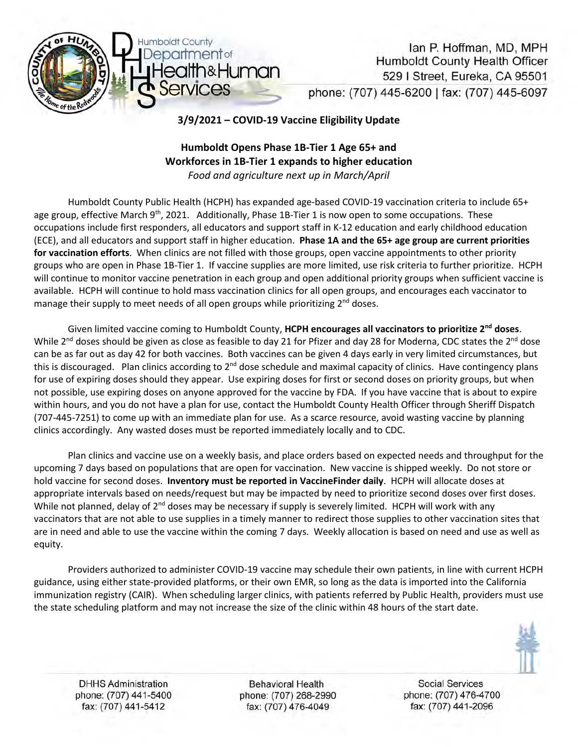Ian P. Hoffman, MD, MPH
Humboldt County Health Officer
529 I Street, Eureka, CA 95501
phone: (707) 445-6200 | fax: (707) 445-6097

**3/9/2021 – COVID-19 Vaccine Eligibility Update**

## Humboldt Opens Phase 1B-Tier 1 Age 65+ and Workforces in 1B-Tier 1 expands to higher education

*Food and agriculture next up in March/April*

Humboldt County Public Health (HCPH) has expanded age-based COVID-19 vaccination criteria to include 65+ age group, effective March 9th, 2021. Additionally, Phase 1B-Tier 1 is now open to some occupations. These occupations include first responders, all educators and support staff in K-12 education and early childhood education (ECE), and all educators and support staff in higher education. **Phase 1A and the 65+ age group are current priorities for vaccination efforts**. When clinics are not filled with those groups, open vaccine appointments to other priority groups who are open in Phase 1B-Tier 1. If vaccine supplies are more limited, use risk criteria to further prioritize. HCPH will continue to monitor vaccine penetration in each group and open additional priority groups when sufficient vaccine is available. HCPH will continue to hold mass vaccination clinics for all open groups, and encourages each vaccinator to manage their supply to meet needs of all open groups while prioritizing 2nd doses.

Given limited vaccine coming to Humboldt County, **HCPH encourages all vaccinators to prioritize 2nd doses**. While 2nd doses should be given as close as feasible to day 21 for Pfizer and day 28 for Moderna, CDC states the 2nd dose can be as far out as day 42 for both vaccines. Both vaccines can be given 4 days early in very limited circumstances, but this is discouraged. Plan clinics according to 2nd dose schedule and maximal capacity of clinics. Have contingency plans for use of expiring doses should they appear. Use expiring doses for first or second doses on priority groups, but when not possible, use expiring doses on anyone approved for the vaccine by FDA. If you have vaccine that is about to expire within hours, and you do not have a plan for use, contact the Humboldt County Health Officer through Sheriff Dispatch (707-445-7251) to come up with an immediate plan for use. As a scarce resource, avoid wasting vaccine by planning clinics accordingly. Any wasted doses must be reported immediately locally and to CDC.

Plan clinics and vaccine use on a weekly basis, and place orders based on expected needs and throughput for the upcoming 7 days based on populations that are open for vaccination. New vaccine is shipped weekly. Do not store or hold vaccine for second doses. **Inventory must be reported in VaccineFinder daily**. HCPH will allocate doses at appropriate intervals based on needs/request but may be impacted by need to prioritize second doses over first doses. While not planned, delay of 2nd doses may be necessary if supply is severely limited. HCPH will work with any vaccinators that are not able to use supplies in a timely manner to redirect those supplies to other vaccination sites that are in need and able to use the vaccine within the coming 7 days. Weekly allocation is based on need and use as well as equity.

Providers authorized to administer COVID-19 vaccine may schedule their own patients, in line with current HCPH guidance, using either state-provided platforms, or their own EMR, so long as the data is imported into the California immunization registry (CAIR). When scheduling larger clinics, with patients referred by Public Health, providers must use the state scheduling platform and may not increase the size of the clinic within 48 hours of the start date.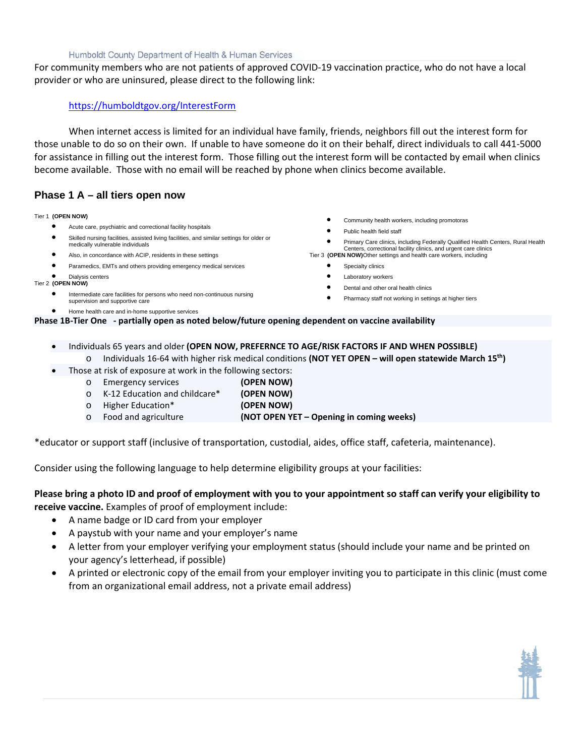For community members who are not patients of approved COVID-19 vaccination practice, who do not have a local provider or who are uninsured, please direct to the following link:

https://humboldtgov.org/InterestForm

When internet access is limited for an individual have family, friends, neighbors fill out the interest form for those unable to do so on their own. If unable to have someone do it on their behalf, direct individuals to call 441-5000 for assistance in filling out the interest form. Those filling out the interest form will be contacted by email when clinics become available. Those with no email will be reached by phone when clinics become available.

## Phase 1 A – all tiers open now

Tier 1 **(OPEN NOW)**

- Acute care, psychiatric and correctional facility hospitals
- Skilled nursing facilities, assisted living facilities, and similar settings for older or medically vulnerable individuals
- Also, in concordance with ACIP, residents in these settings
- Paramedics, EMTs and others providing emergency medical services
- Dialysis centers

Tier 2 **(OPEN NOW)**

- Intermediate care facilities for persons who need non-continuous nursing supervision and supportive care
- Home health care and in-home supportive services
- Community health workers, including promotoras
- Public health field staff
- Primary Care clinics, including Federally Qualified Health Centers, Rural Health Centers, correctional facility clinics, and urgent care clinics

Tier 3 **(OPEN NOW)** Other settings and health care workers, including

- Specialty clinics
- Laboratory workers
- Dental and other oral health clinics
- Pharmacy staff not working in settings at higher tiers

**Phase 1B-Tier One - partially open as noted below/future opening dependent on vaccine availability**

- Individuals 65 years and older **(OPEN NOW, PREFERNCE TO AGE/RISK FACTORS IF AND WHEN POSSIBLE)**
  - Individuals 16-64 with higher risk medical conditions **(NOT YET OPEN – will open statewide March 15th)**
- Those at risk of exposure at work in the following sectors:
  - Emergency services **(OPEN NOW)**
  - K-12 Education and childcare* **(OPEN NOW)**
  - Higher Education* **(OPEN NOW)**
  - Food and agriculture **(NOT OPEN YET – Opening in coming weeks)**

*educator or support staff (inclusive of transportation, custodial, aides, office staff, cafeteria, maintenance).

Consider using the following language to help determine eligibility groups at your facilities:

**Please bring a photo ID and proof of employment with you to your appointment so staff can verify your eligibility to receive vaccine.** Examples of proof of employment include:

- A name badge or ID card from your employer
- A paystub with your name and your employer's name
- A letter from your employer verifying your employment status (should include your name and be printed on your agency's letterhead, if possible)
- A printed or electronic copy of the email from your employer inviting you to participate in this clinic (must come from an organizational email address, not a private email address)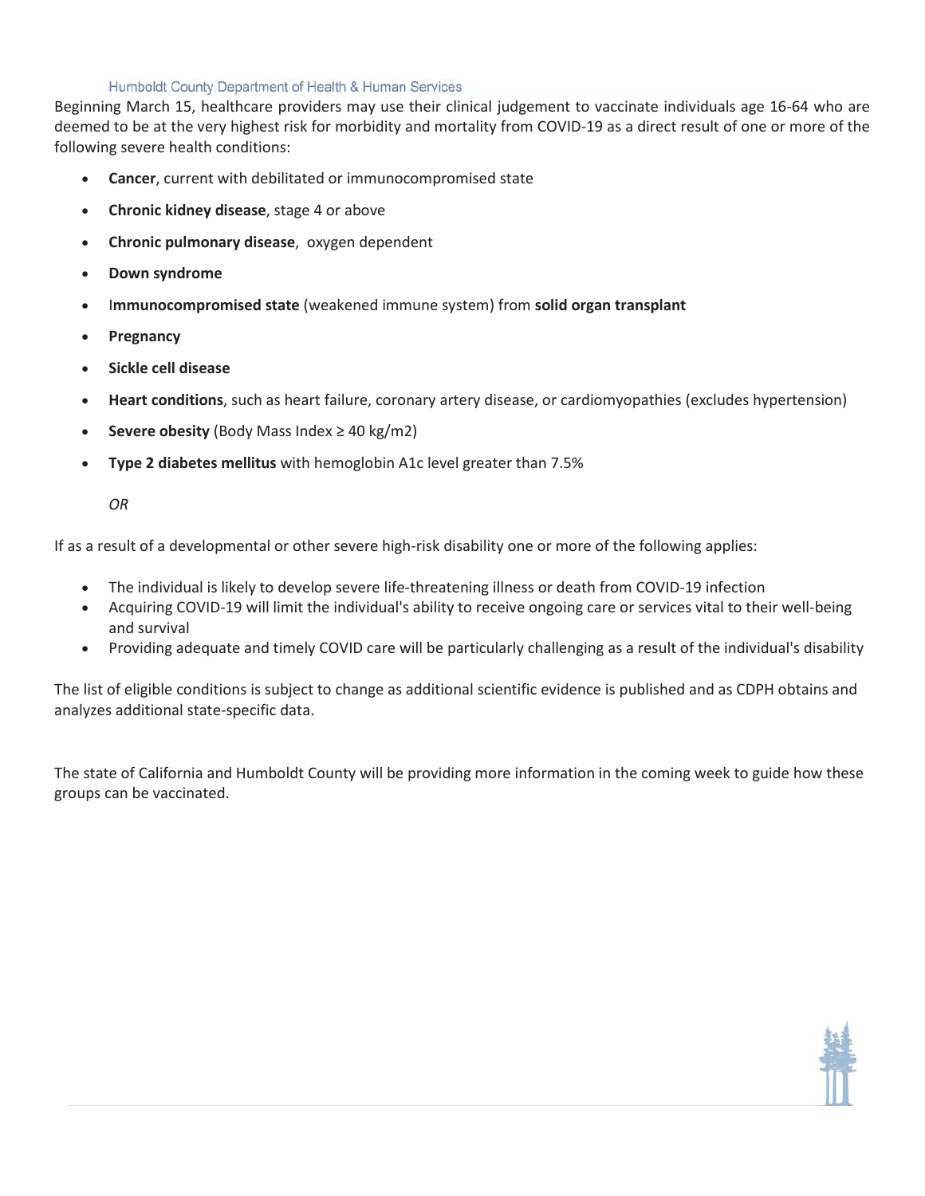Humboldt County Department of Health & Human Services

Beginning March 15, healthcare providers may use their clinical judgement to vaccinate individuals age 16-64 who are deemed to be at the very highest risk for morbidity and mortality from COVID-19 as a direct result of one or more of the following severe health conditions:

- **Cancer**, current with debilitated or immunocompromised state
- **Chronic kidney disease**, stage 4 or above
- **Chronic pulmonary disease**, oxygen dependent
- **Down syndrome**
- I**mmunocompromised state** (weakened immune system) from **solid organ transplant**
- **Pregnancy**
- **Sickle cell disease**
- **Heart conditions**, such as heart failure, coronary artery disease, or cardiomyopathies (excludes hypertension)
- **Severe obesity** (Body Mass Index ≥ 40 kg/m2)
- **Type 2 diabetes mellitus** with hemoglobin A1c level greater than 7.5%

*OR*

If as a result of a developmental or other severe high-risk disability one or more of the following applies:

- The individual is likely to develop severe life-threatening illness or death from COVID-19 infection
- Acquiring COVID-19 will limit the individual's ability to receive ongoing care or services vital to their well-being and survival
- Providing adequate and timely COVID care will be particularly challenging as a result of the individual's disability

The list of eligible conditions is subject to change as additional scientific evidence is published and as CDPH obtains and analyzes additional state-specific data.

The state of California and Humboldt County will be providing more information in the coming week to guide how these groups can be vaccinated.